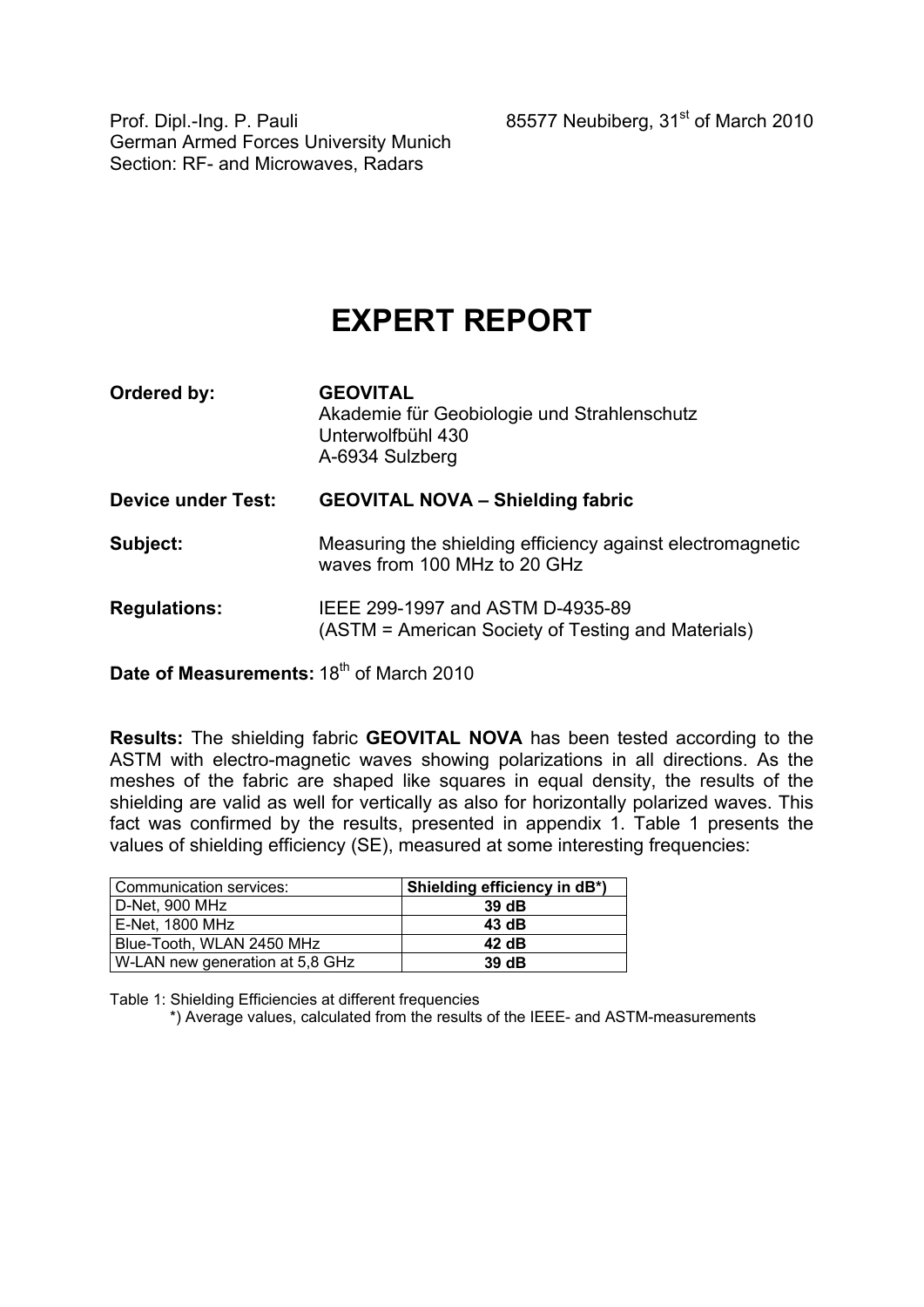Prof. Dipl.-Ing. P. Pauli  
German Armed Forces University Munich  
Section: RF- and Microwaves, Radars

85577 Neubiberg, 31st of March 2010

# EXPERT REPORT

**Ordered by:** **GEOVITAL**  
Akademie für Geobiologie und Strahlenschutz  
Unterwolfbühl 430  
A-6934 Sulzberg

**Device under Test:** **GEOVITAL NOVA – Shielding fabric**

**Subject:** Measuring the shielding efficiency against electromagnetic waves from 100 MHz to 20 GHz

**Regulations:** IEEE 299-1997 and ASTM D-4935-89  
(ASTM = American Society of Testing and Materials)

**Date of Measurements:** 18th of March 2010

**Results:** The shielding fabric **GEOVITAL NOVA** has been tested according to the ASTM with electro-magnetic waves showing polarizations in all directions. As the meshes of the fabric are shaped like squares in equal density, the results of the shielding are valid as well for vertically as also for horizontally polarized waves. This fact was confirmed by the results, presented in appendix 1. Table 1 presents the values of shielding efficiency (SE), measured at some interesting frequencies:

| Communication services: | **Shielding efficiency in dB*)** |
|---|---|
| D-Net, 900 MHz | **39 dB** |
| E-Net, 1800 MHz | **43 dB** |
| Blue-Tooth, WLAN 2450 MHz | **42 dB** |
| W-LAN new generation at 5,8 GHz | **39 dB** |

Table 1: Shielding Efficiencies at different frequencies  
*) Average values, calculated from the results of the IEEE- and ASTM-measurements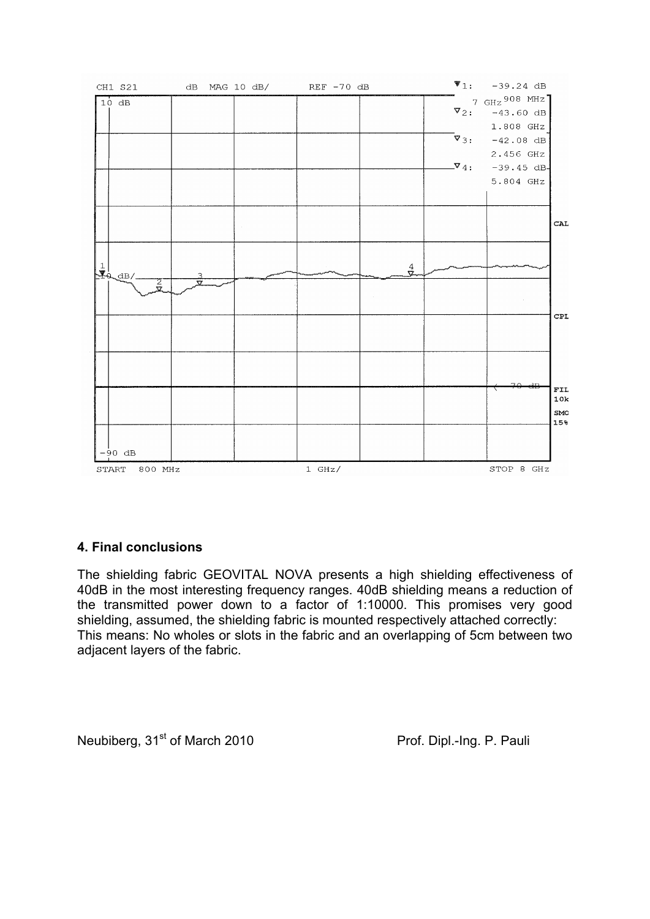CH1 S21 dB MAG 10 dB/ REF -70 dB

▼1: -39.24 dB
7 GHz 908 MHz
▽2: -43.60 dB
1.808 GHz
▽3: -42.08 dB
2.456 GHz
▽4: -39.45 dB
5.804 GHz

10 dB

10 dB/

-70 dB

-90 dB

CAL

CPL

FIL
10k

SMO
15%

START 800 MHz

1 GHz/

STOP 8 GHz

## 4. Final conclusions

The shielding fabric GEOVITAL NOVA presents a high shielding effectiveness of 40dB in the most interesting frequency ranges. 40dB shielding means a reduction of the transmitted power down to a factor of 1:10000. This promises very good shielding, assumed, the shielding fabric is mounted respectively attached correctly:
This means: No wholes or slots in the fabric and an overlapping of 5cm between two adjacent layers of the fabric.

Neubiberg, 31st of March 2010

Prof. Dipl.-Ing. P. Pauli